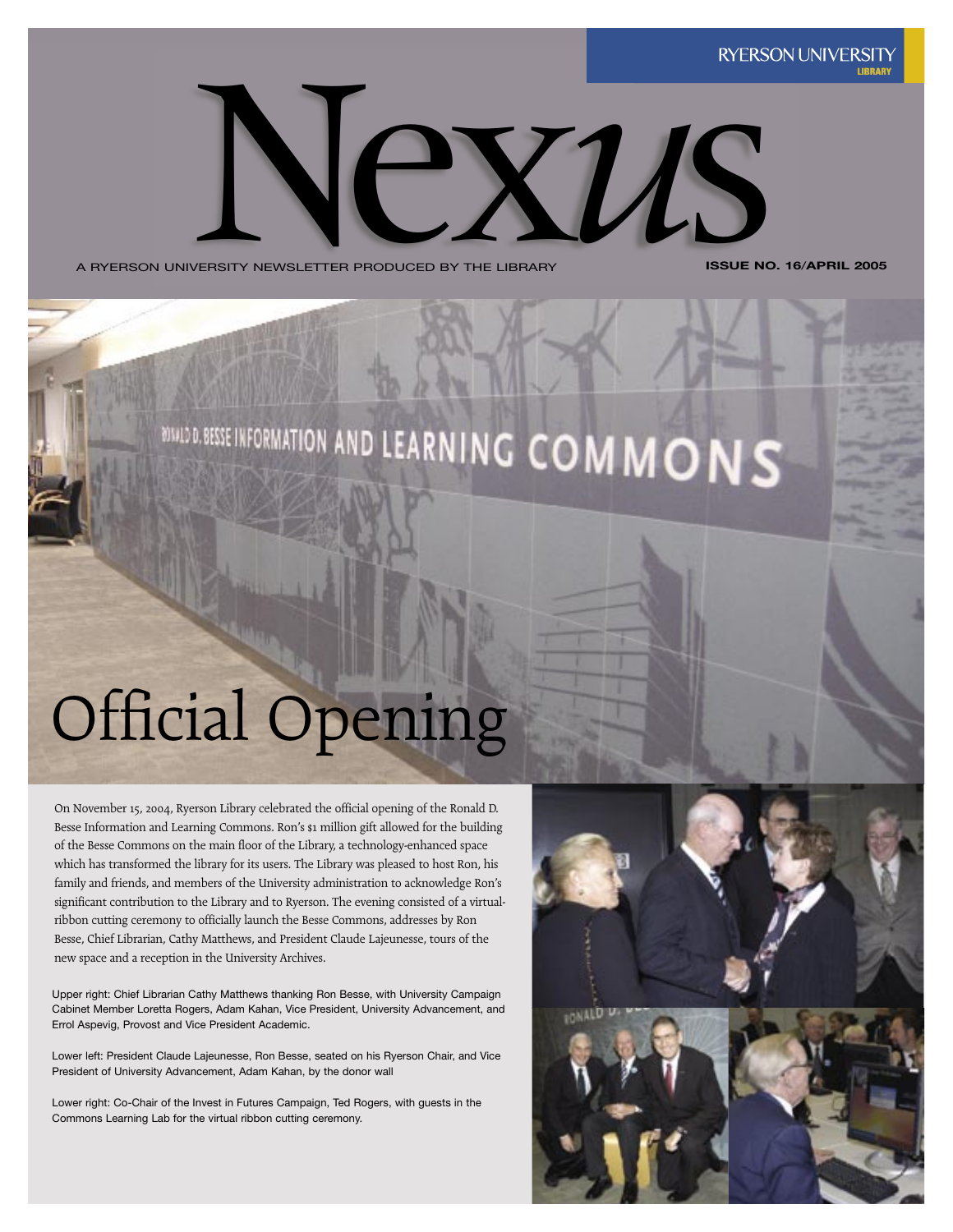RYERSON UNIVERSITY
LIBRARY

# Nexus

A RYERSON UNIVERSITY NEWSLETTER PRODUCED BY THE LIBRARY

**ISSUE NO. 16/APRIL 2005**

## Official Opening

On November 15, 2004, Ryerson Library celebrated the official opening of the Ronald D. Besse Information and Learning Commons. Ron's $1 million gift allowed for the building of the Besse Commons on the main floor of the Library, a technology-enhanced space which has transformed the library for its users. The Library was pleased to host Ron, his family and friends, and members of the University administration to acknowledge Ron's significant contribution to the Library and to Ryerson. The evening consisted of a virtual-ribbon cutting ceremony to officially launch the Besse Commons, addresses by Ron Besse, Chief Librarian, Cathy Matthews, and President Claude Lajeunesse, tours of the new space and a reception in the University Archives.

Upper right: Chief Librarian Cathy Matthews thanking Ron Besse, with University Campaign Cabinet Member Loretta Rogers, Adam Kahan, Vice President, University Advancement, and Errol Aspevig, Provost and Vice President Academic.

Lower left: President Claude Lajeunesse, Ron Besse, seated on his Ryerson Chair, and Vice President of University Advancement, Adam Kahan, by the donor wall

Lower right: Co-Chair of the Invest in Futures Campaign, Ted Rogers, with guests in the Commons Learning Lab for the virtual ribbon cutting ceremony.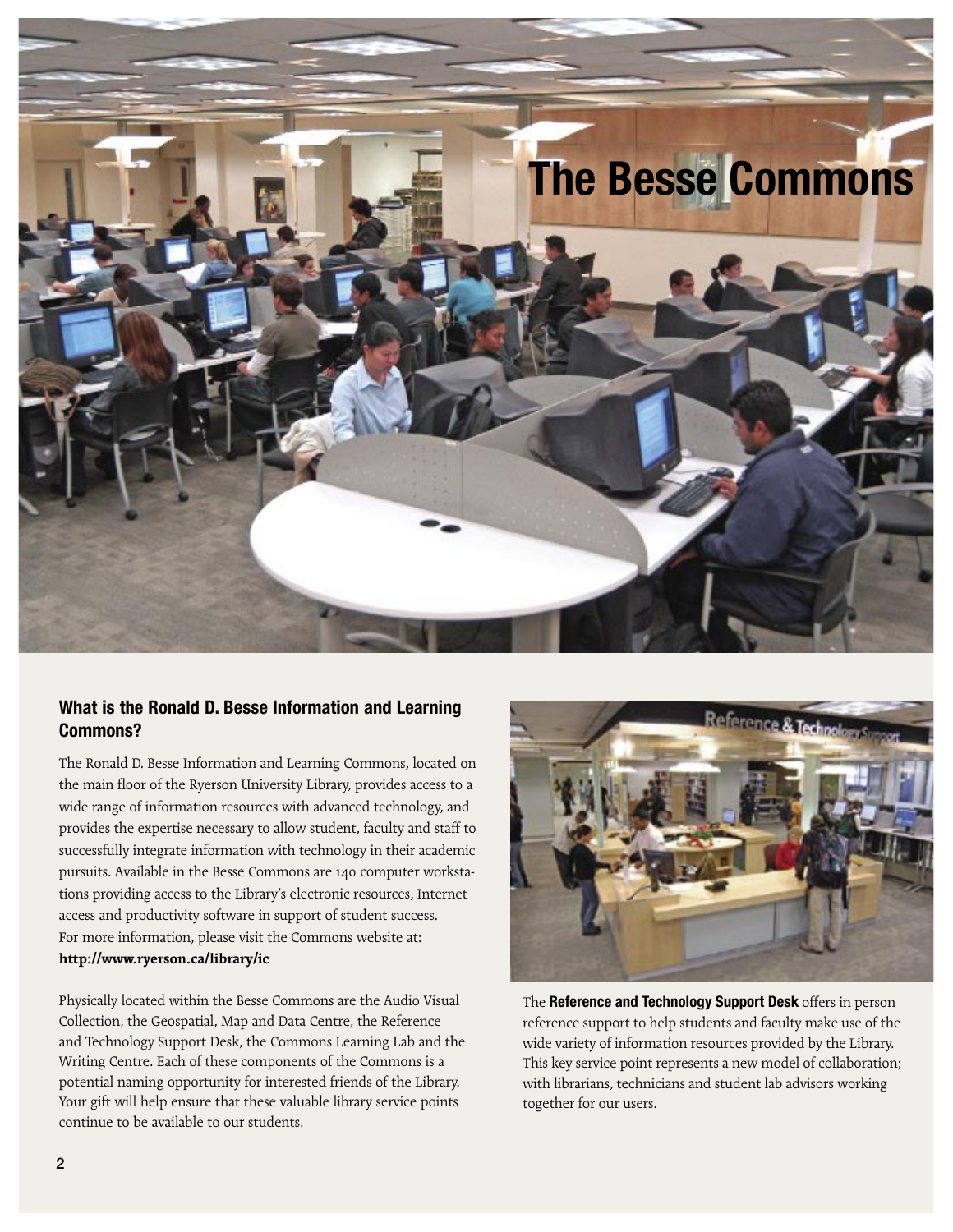# The Besse Commons

## What is the Ronald D. Besse Information and Learning Commons?

The Ronald D. Besse Information and Learning Commons, located on the main floor of the Ryerson University Library, provides access to a wide range of information resources with advanced technology, and provides the expertise necessary to allow student, faculty and staff to successfully integrate information with technology in their academic pursuits. Available in the Besse Commons are 140 computer workstations providing access to the Library's electronic resources, Internet access and productivity software in support of student success. For more information, please visit the Commons website at: **http://www.ryerson.ca/library/ic**

Physically located within the Besse Commons are the Audio Visual Collection, the Geospatial, Map and Data Centre, the Reference and Technology Support Desk, the Commons Learning Lab and the Writing Centre. Each of these components of the Commons is a potential naming opportunity for interested friends of the Library. Your gift will help ensure that these valuable library service points continue to be available to our students.

The **Reference and Technology Support Desk** offers in person reference support to help students and faculty make use of the wide variety of information resources provided by the Library. This key service point represents a new model of collaboration; with librarians, technicians and student lab advisors working together for our users.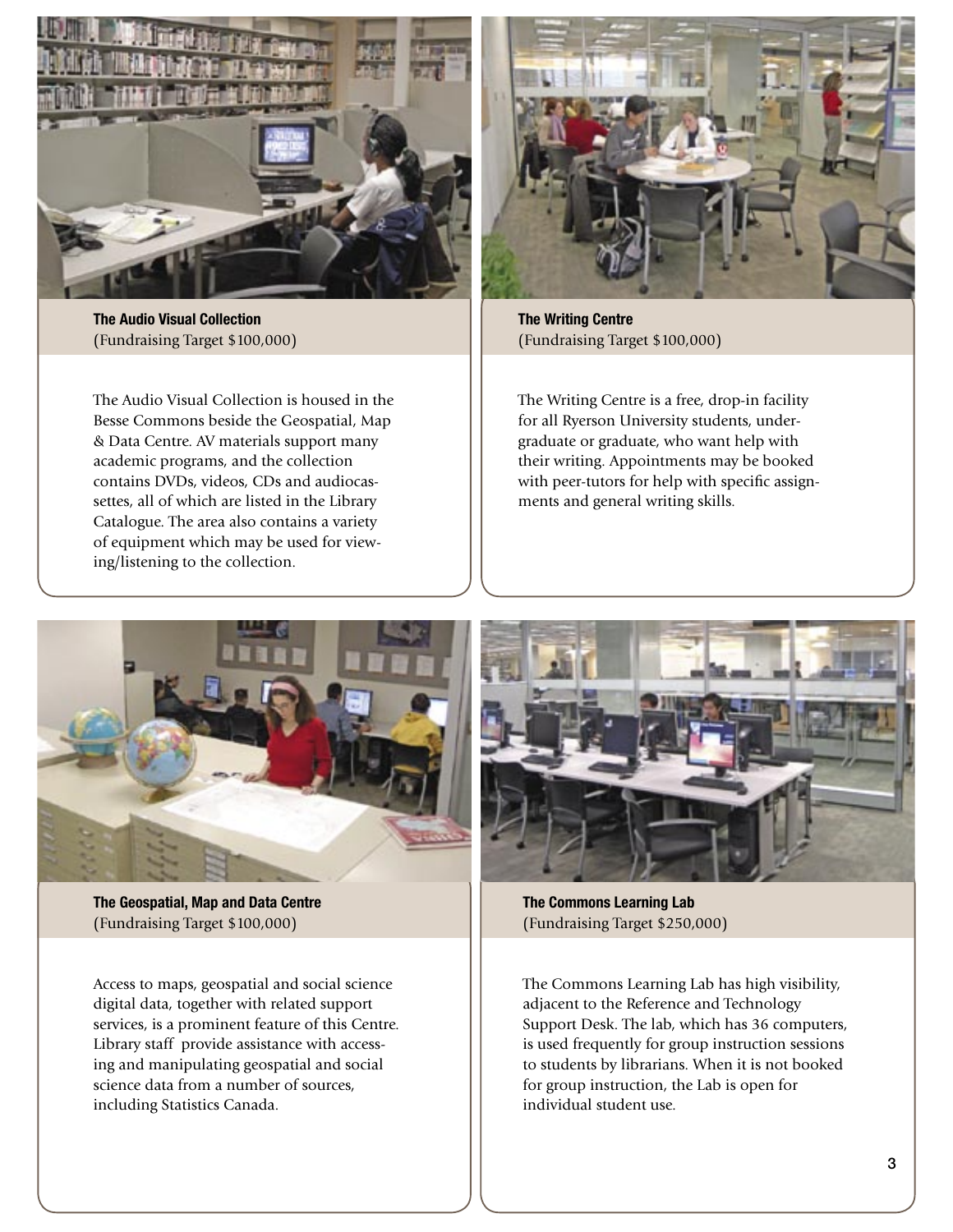**The Audio Visual Collection**
(Fundraising Target $100,000)

The Audio Visual Collection is housed in the Besse Commons beside the Geospatial, Map & Data Centre. AV materials support many academic programs, and the collection contains DVDs, videos, CDs and audiocassettes, all of which are listed in the Library Catalogue. The area also contains a variety of equipment which may be used for viewing/listening to the collection.

**The Writing Centre**
(Fundraising Target $100,000)

The Writing Centre is a free, drop-in facility for all Ryerson University students, undergraduate or graduate, who want help with their writing. Appointments may be booked with peer-tutors for help with specific assignments and general writing skills.

**The Geospatial, Map and Data Centre**
(Fundraising Target $100,000)

Access to maps, geospatial and social science digital data, together with related support services, is a prominent feature of this Centre. Library staff provide assistance with accessing and manipulating geospatial and social science data from a number of sources, including Statistics Canada.

**The Commons Learning Lab**
(Fundraising Target $250,000)

The Commons Learning Lab has high visibility, adjacent to the Reference and Technology Support Desk. The lab, which has 36 computers, is used frequently for group instruction sessions to students by librarians. When it is not booked for group instruction, the Lab is open for individual student use.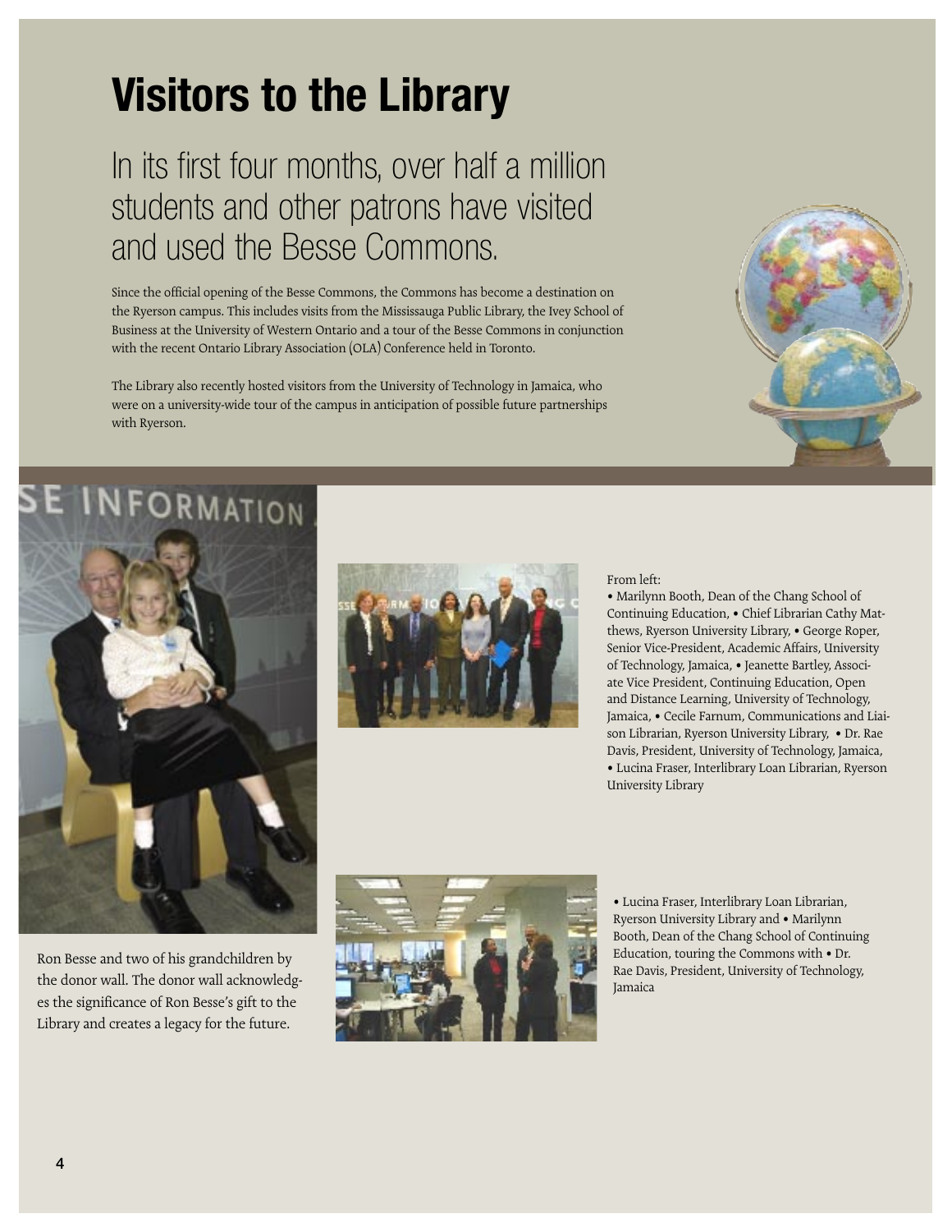# Visitors to the Library

## In its first four months, over half a million students and other patrons have visited and used the Besse Commons.

Since the official opening of the Besse Commons, the Commons has become a destination on the Ryerson campus. This includes visits from the Mississauga Public Library, the Ivey School of Business at the University of Western Ontario and a tour of the Besse Commons in conjunction with the recent Ontario Library Association (OLA) Conference held in Toronto.

The Library also recently hosted visitors from the University of Technology in Jamaica, who were on a university-wide tour of the campus in anticipation of possible future partnerships with Ryerson.

Ron Besse and two of his grandchildren by the donor wall. The donor wall acknowledges the significance of Ron Besse's gift to the Library and creates a legacy for the future.

From left:

- Marilynn Booth, Dean of the Chang School of Continuing Education,
- Chief Librarian Cathy Matthews, Ryerson University Library,
- George Roper, Senior Vice-President, Academic Affairs, University of Technology, Jamaica,
- Jeanette Bartley, Associate Vice President, Continuing Education, Open and Distance Learning, University of Technology, Jamaica,
- Cecile Farnum, Communications and Liaison Librarian, Ryerson University Library,
- Dr. Rae Davis, President, University of Technology, Jamaica,
- Lucina Fraser, Interlibrary Loan Librarian, Ryerson University Library

- Lucina Fraser, Interlibrary Loan Librarian, Ryerson University Library and
- Marilynn Booth, Dean of the Chang School of Continuing Education, touring the Commons with
- Dr. Rae Davis, President, University of Technology, Jamaica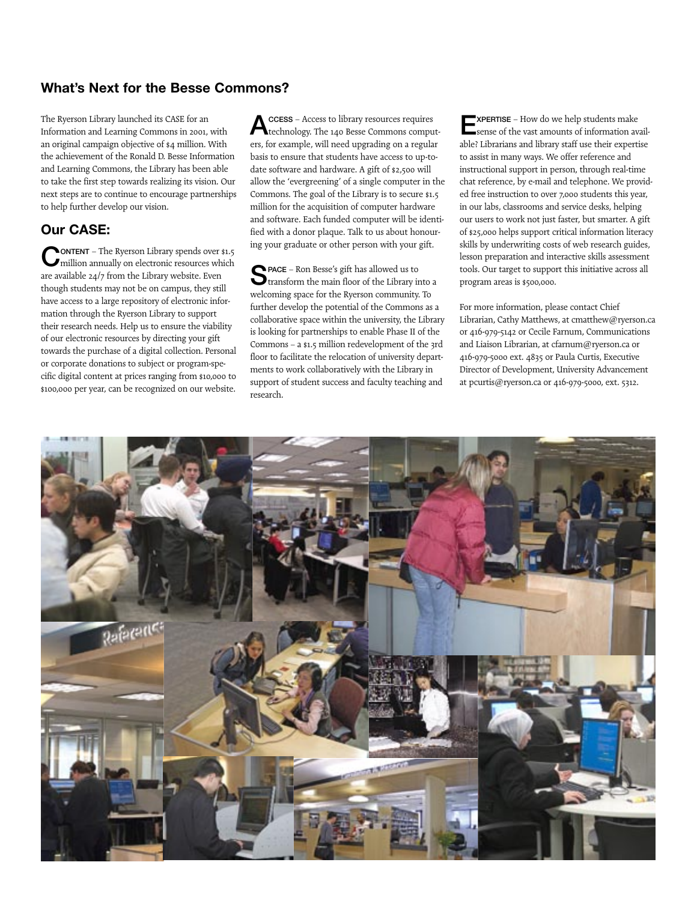## What's Next for the Besse Commons?

The Ryerson Library launched its CASE for an Information and Learning Commons in 2001, with an original campaign objective of $4 million. With the achievement of the Ronald D. Besse Information and Learning Commons, the Library has been able to take the first step towards realizing its vision. Our next steps are to continue to encourage partnerships to help further develop our vision.

## Our CASE:

**CONTENT** – The Ryerson Library spends over $1.5 million annually on electronic resources which are available 24/7 from the Library website. Even though students may not be on campus, they still have access to a large repository of electronic information through the Ryerson Library to support their research needs. Help us to ensure the viability of our electronic resources by directing your gift towards the purchase of a digital collection. Personal or corporate donations to subject or program-specific digital content at prices ranging from $10,000 to $100,000 per year, can be recognized on our website.

**ACCESS** – Access to library resources requires technology. The 140 Besse Commons computers, for example, will need upgrading on a regular basis to ensure that students have access to up-to-date software and hardware. A gift of $2,500 will allow the 'evergreening' of a single computer in the Commons. The goal of the Library is to secure $1.5 million for the acquisition of computer hardware and software. Each funded computer will be identified with a donor plaque. Talk to us about honouring your graduate or other person with your gift.

**SPACE** – Ron Besse's gift has allowed us to transform the main floor of the Library into a welcoming space for the Ryerson community. To further develop the potential of the Commons as a collaborative space within the university, the Library is looking for partnerships to enable Phase II of the Commons – a $1.5 million redevelopment of the 3rd floor to facilitate the relocation of university departments to work collaboratively with the Library in support of student success and faculty teaching and research.

**EXPERTISE** – How do we help students make sense of the vast amounts of information available? Librarians and library staff use their expertise to assist in many ways. We offer reference and instructional support in person, through real-time chat reference, by e-mail and telephone. We provided free instruction to over 7,000 students this year, in our labs, classrooms and service desks, helping our users to work not just faster, but smarter. A gift of $25,000 helps support critical information literacy skills by underwriting costs of web research guides, lesson preparation and interactive skills assessment tools. Our target to support this initiative across all program areas is $500,000.

For more information, please contact Chief Librarian, Cathy Matthews, at cmatthew@ryerson.ca or 416-979-5142 or Cecile Farnum, Communications and Liaison Librarian, at cfarnum@ryerson.ca or 416-979-5000 ext. 4835 or Paula Curtis, Executive Director of Development, University Advancement at pcurtis@ryerson.ca or 416-979-5000, ext. 5312.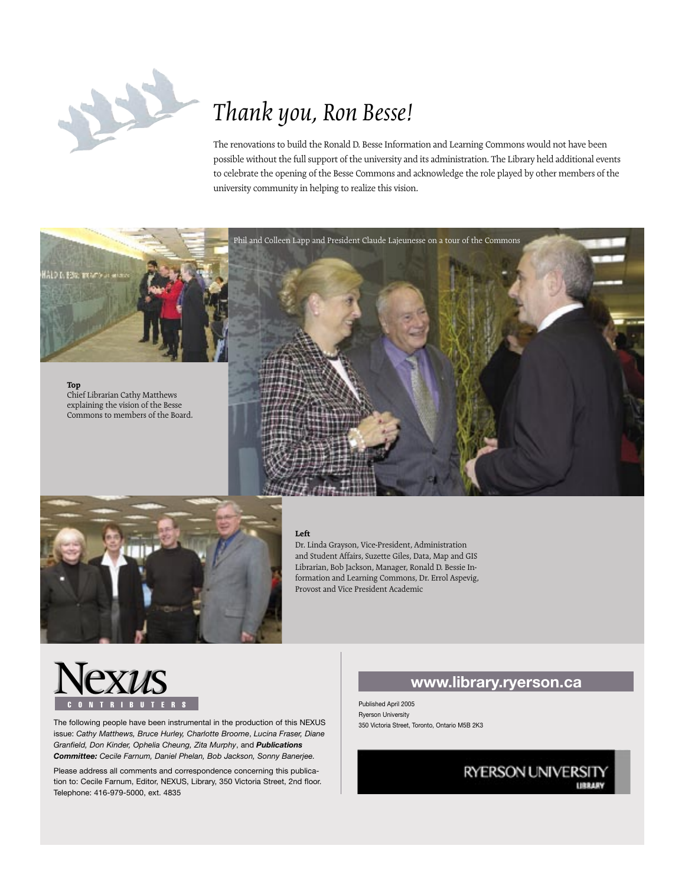# Thank you, Ron Besse!

The renovations to build the Ronald D. Besse Information and Learning Commons would not have been possible without the full support of the university and its administration. The Library held additional events to celebrate the opening of the Besse Commons and acknowledge the role played by other members of the university community in helping to realize this vision.

Phil and Colleen Lapp and President Claude Lajeunesse on a tour of the Commons

**Top**
Chief Librarian Cathy Matthews explaining the vision of the Besse Commons to members of the Board.

**Left**
Dr. Linda Grayson, Vice-President, Administration and Student Affairs, Suzette Giles, Data, Map and GIS Librarian, Bob Jackson, Manager, Ronald D. Bessie Information and Learning Commons, Dr. Errol Aspevig, Provost and Vice President Academic

## Nexus CONTRIBUTERS

The following people have been instrumental in the production of this NEXUS issue: *Cathy Matthews, Bruce Hurley, Charlotte Broome*, *Lucina Fraser, Diane Granfield, Don Kinder, Ophelia Cheung, Zita Murphy*, and ***Publications Committee:*** *Cecile Farnum, Daniel Phelan, Bob Jackson, Sonny Banerjee.*

Please address all comments and correspondence concerning this publication to: Cecile Farnum, Editor, NEXUS, Library, 350 Victoria Street, 2nd floor. Telephone: 416-979-5000, ext. 4835

**www.library.ryerson.ca**

Published April 2005
Ryerson University
350 Victoria Street, Toronto, Ontario M5B 2K3

RYERSON UNIVERSITY
LIBRARY